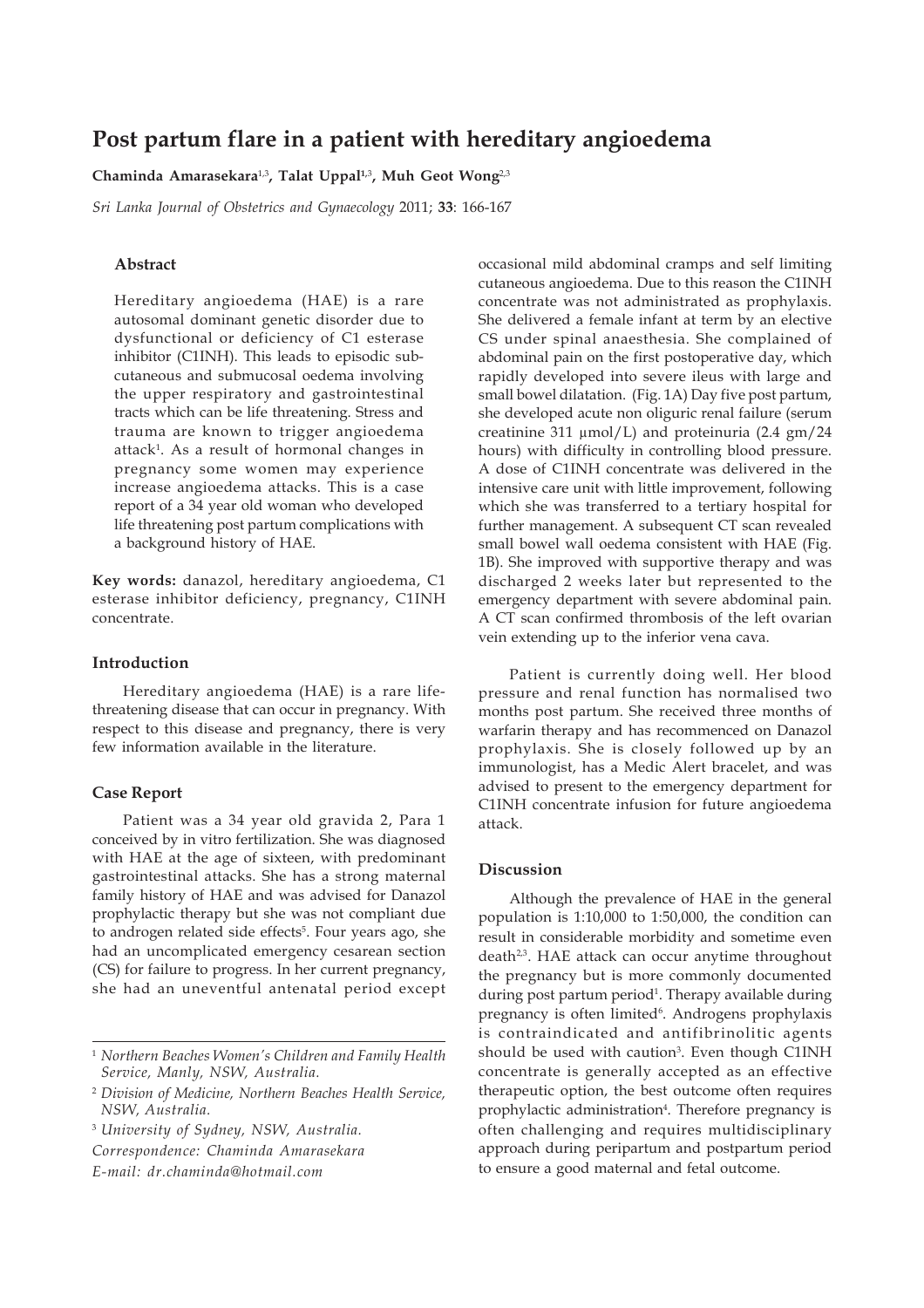# Post partum flare in a patient with hereditary angioedema

**Chaminda Amarasekara**[1,3], **Talat Uppal**[1,3], **Muh Geot Wong**[2,3]

*Sri Lanka Journal of Obstetrics and Gynaecology* 2011; **33**: 166-167

### Abstract

Hereditary angioedema (HAE) is a rare autosomal dominant genetic disorder due to dysfunctional or deficiency of C1 esterase inhibitor (C1INH). This leads to episodic sub-cutaneous and submucosal oedema involving the upper respiratory and gastrointestinal tracts which can be life threatening. Stress and trauma are known to trigger angioedema attack[1]. As a result of hormonal changes in pregnancy some women may experience increase angioedema attacks. This is a case report of a 34 year old woman who developed life threatening post partum complications with a background history of HAE.

**Key words:** danazol, hereditary angioedema, C1 esterase inhibitor deficiency, pregnancy, C1INH concentrate.

### Introduction

Hereditary angioedema (HAE) is a rare life-threatening disease that can occur in pregnancy. With respect to this disease and pregnancy, there is very few information available in the literature.

### Case Report

Patient was a 34 year old gravida 2, Para 1 conceived by in vitro fertilization. She was diagnosed with HAE at the age of sixteen, with predominant gastrointestinal attacks. She has a strong maternal family history of HAE and was advised for Danazol prophylactic therapy but she was not compliant due to androgen related side effects[5]. Four years ago, she had an uncomplicated emergency cesarean section (CS) for failure to progress. In her current pregnancy, she had an uneventful antenatal period except occasional mild abdominal cramps and self limiting cutaneous angioedema. Due to this reason the C1INH concentrate was not administrated as prophylaxis. She delivered a female infant at term by an elective CS under spinal anaesthesia. She complained of abdominal pain on the first postoperative day, which rapidly developed into severe ileus with large and small bowel dilatation. (Fig. 1A) Day five post partum, she developed acute non oliguric renal failure (serum creatinine 311 µmol/L) and proteinuria (2.4 gm/24 hours) with difficulty in controlling blood pressure. A dose of C1INH concentrate was delivered in the intensive care unit with little improvement, following which she was transferred to a tertiary hospital for further management. A subsequent CT scan revealed small bowel wall oedema consistent with HAE (Fig. 1B). She improved with supportive therapy and was discharged 2 weeks later but represented to the emergency department with severe abdominal pain. A CT scan confirmed thrombosis of the left ovarian vein extending up to the inferior vena cava.

Patient is currently doing well. Her blood pressure and renal function has normalised two months post partum. She received three months of warfarin therapy and has recommenced on Danazol prophylaxis. She is closely followed up by an immunologist, has a Medic Alert bracelet, and was advised to present to the emergency department for C1INH concentrate infusion for future angioedema attack.

### Discussion

Although the prevalence of HAE in the general population is 1:10,000 to 1:50,000, the condition can result in considerable morbidity and sometime even death[2,3]. HAE attack can occur anytime throughout the pregnancy but is more commonly documented during post partum period[1]. Therapy available during pregnancy is often limited[6]. Androgens prophylaxis is contraindicated and antifibrinolitic agents should be used with caution[3]. Even though C1INH concentrate is generally accepted as an effective therapeutic option, the best outcome often requires prophylactic administration[4]. Therefore pregnancy is often challenging and requires multidisciplinary approach during peripartum and postpartum period to ensure a good maternal and fetal outcome.

---

[1] *Northern Beaches Women's Children and Family Health Service, Manly, NSW, Australia.*

[2] *Division of Medicine, Northern Beaches Health Service, NSW, Australia.*

[3] *University of Sydney, NSW, Australia.*

*Correspondence: Chaminda Amarasekara*

*E-mail: dr.chaminda@hotmail.com*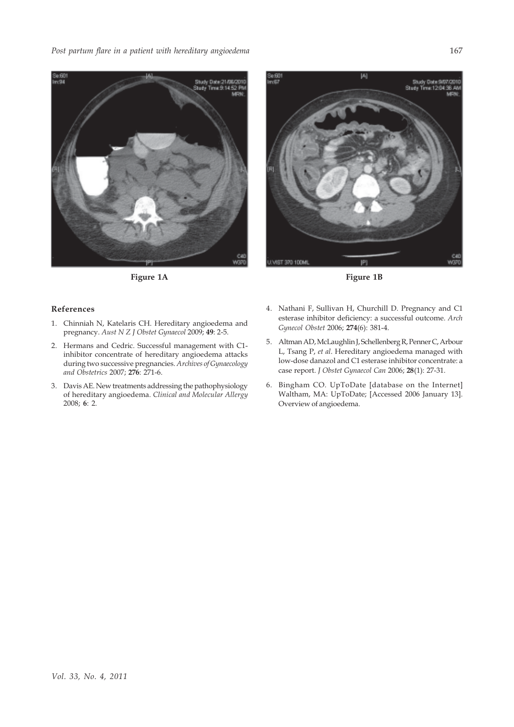Figure 1A

Figure 1B

## References

1. Chinniah N, Katelaris CH. Hereditary angioedema and pregnancy. *Aust N Z J Obstet Gynaecol* 2009; **49**: 2-5.
2. Hermans and Cedric. Successful management with C1-inhibitor concentrate of hereditary angioedema attacks during two successive pregnancies. *Archives of Gynaecology and Obstetrics* 2007; **276**: 271-6.
3. Davis AE. New treatments addressing the pathophysiology of hereditary angioedema. *Clinical and Molecular Allergy* 2008; **6**: 2.
4. Nathani F, Sullivan H, Churchill D. Pregnancy and C1 esterase inhibitor deficiency: a successful outcome. *Arch Gynecol Obstet* 2006; **274**(6): 381-4.
5. Altman AD, McLaughlin J, Schellenberg R, Penner C, Arbour L, Tsang P, *et al*. Hereditary angioedema managed with low-dose danazol and C1 esterase inhibitor concentrate: a case report. *J Obstet Gynaecol Can* 2006; **28**(1): 27-31.
6. Bingham CO. UpToDate [database on the Internet] Waltham, MA: UpToDate; [Accessed 2006 January 13]. Overview of angioedema.